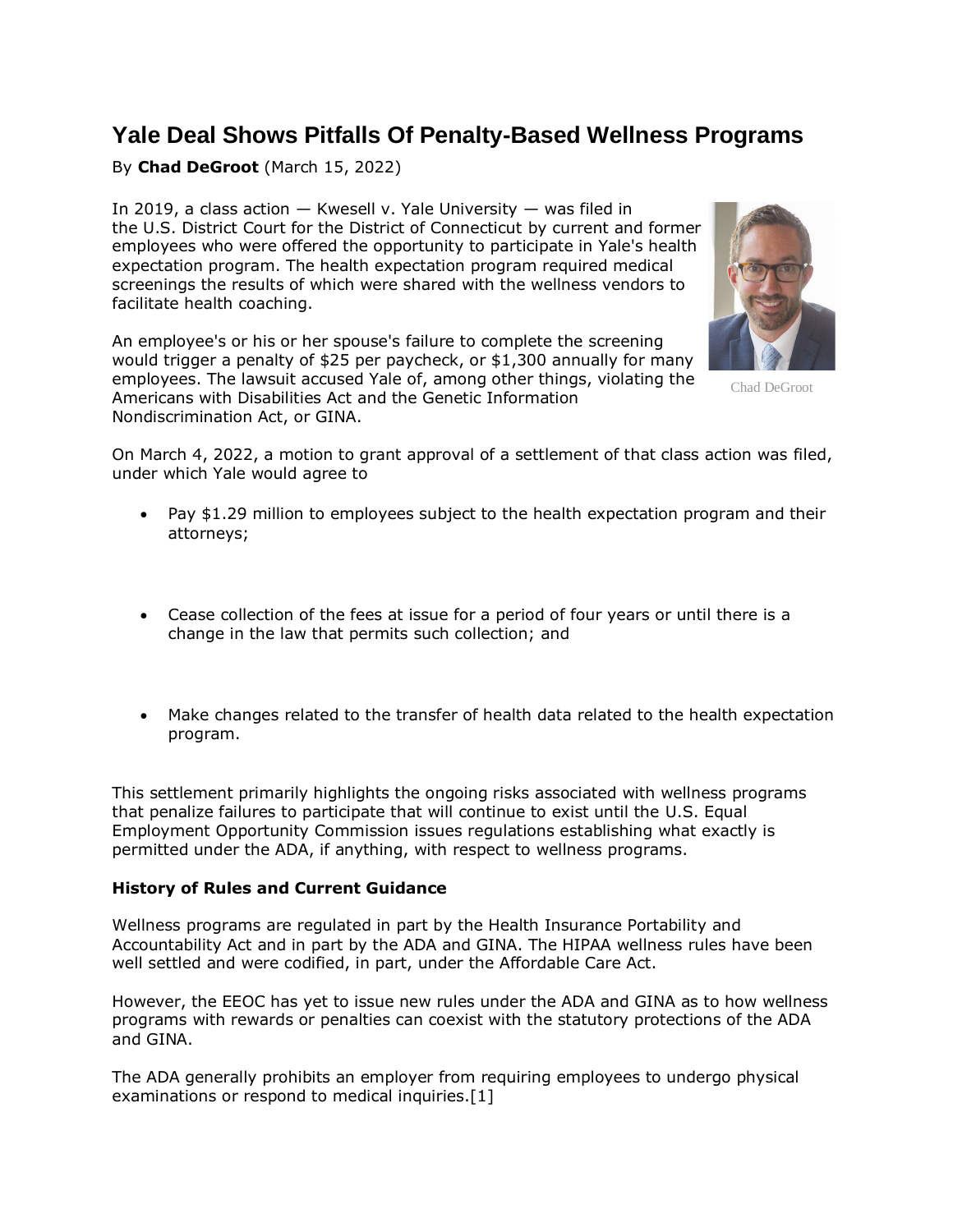# Yale Deal Shows Pitfalls Of Penalty-Based Wellness Programs

By **Chad DeGroot** (March 15, 2022)

In 2019, a class action — Kwesell v. Yale University — was filed in the U.S. District Court for the District of Connecticut by current and former employees who were offered the opportunity to participate in Yale's health expectation program. The health expectation program required medical screenings the results of which were shared with the wellness vendors to facilitate health coaching.

Chad DeGroot

An employee's or his or her spouse's failure to complete the screening would trigger a penalty of $25 per paycheck, or $1,300 annually for many employees. The lawsuit accused Yale of, among other things, violating the Americans with Disabilities Act and the Genetic Information Nondiscrimination Act, or GINA.

On March 4, 2022, a motion to grant approval of a settlement of that class action was filed, under which Yale would agree to

- Pay $1.29 million to employees subject to the health expectation program and their attorneys;
- Cease collection of the fees at issue for a period of four years or until there is a change in the law that permits such collection; and
- Make changes related to the transfer of health data related to the health expectation program.

This settlement primarily highlights the ongoing risks associated with wellness programs that penalize failures to participate that will continue to exist until the U.S. Equal Employment Opportunity Commission issues regulations establishing what exactly is permitted under the ADA, if anything, with respect to wellness programs.

**History of Rules and Current Guidance**

Wellness programs are regulated in part by the Health Insurance Portability and Accountability Act and in part by the ADA and GINA. The HIPAA wellness rules have been well settled and were codified, in part, under the Affordable Care Act.

However, the EEOC has yet to issue new rules under the ADA and GINA as to how wellness programs with rewards or penalties can coexist with the statutory protections of the ADA and GINA.

The ADA generally prohibits an employer from requiring employees to undergo physical examinations or respond to medical inquiries.[1]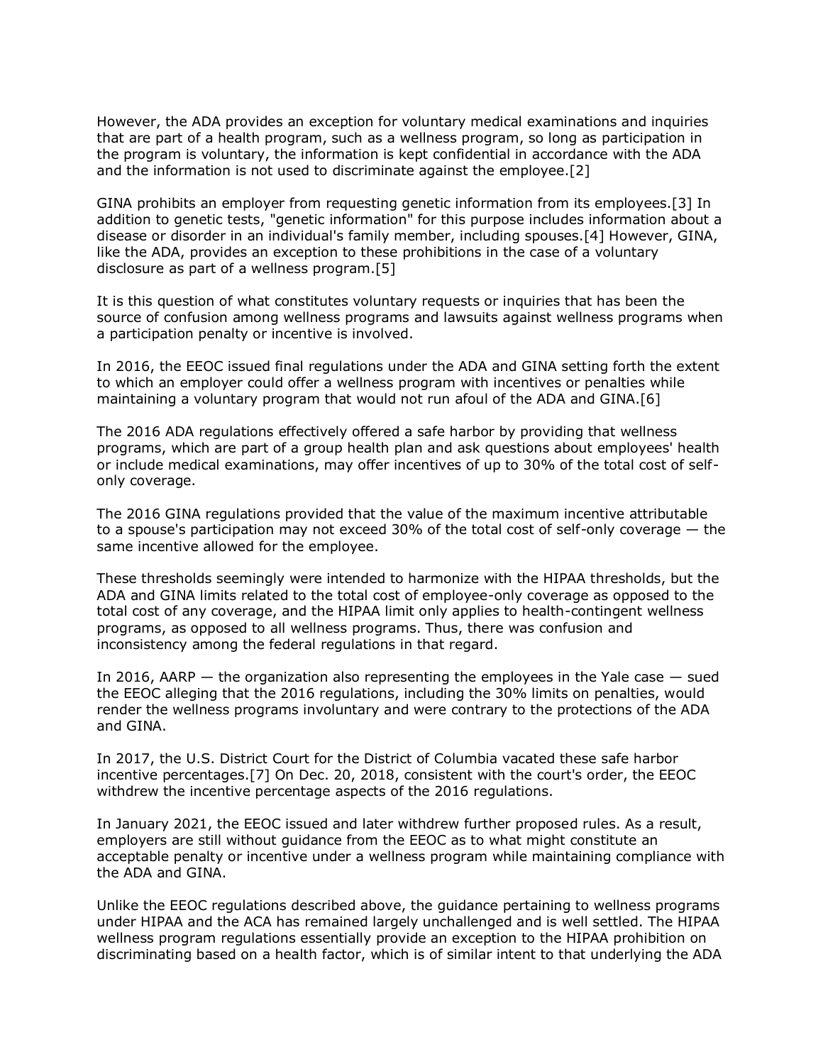However, the ADA provides an exception for voluntary medical examinations and inquiries that are part of a health program, such as a wellness program, so long as participation in the program is voluntary, the information is kept confidential in accordance with the ADA and the information is not used to discriminate against the employee.[2]

GINA prohibits an employer from requesting genetic information from its employees.[3] In addition to genetic tests, "genetic information" for this purpose includes information about a disease or disorder in an individual's family member, including spouses.[4] However, GINA, like the ADA, provides an exception to these prohibitions in the case of a voluntary disclosure as part of a wellness program.[5]

It is this question of what constitutes voluntary requests or inquiries that has been the source of confusion among wellness programs and lawsuits against wellness programs when a participation penalty or incentive is involved.

In 2016, the EEOC issued final regulations under the ADA and GINA setting forth the extent to which an employer could offer a wellness program with incentives or penalties while maintaining a voluntary program that would not run afoul of the ADA and GINA.[6]

The 2016 ADA regulations effectively offered a safe harbor by providing that wellness programs, which are part of a group health plan and ask questions about employees' health or include medical examinations, may offer incentives of up to 30% of the total cost of self-only coverage.

The 2016 GINA regulations provided that the value of the maximum incentive attributable to a spouse's participation may not exceed 30% of the total cost of self-only coverage — the same incentive allowed for the employee.

These thresholds seemingly were intended to harmonize with the HIPAA thresholds, but the ADA and GINA limits related to the total cost of employee-only coverage as opposed to the total cost of any coverage, and the HIPAA limit only applies to health-contingent wellness programs, as opposed to all wellness programs. Thus, there was confusion and inconsistency among the federal regulations in that regard.

In 2016, AARP — the organization also representing the employees in the Yale case — sued the EEOC alleging that the 2016 regulations, including the 30% limits on penalties, would render the wellness programs involuntary and were contrary to the protections of the ADA and GINA.

In 2017, the U.S. District Court for the District of Columbia vacated these safe harbor incentive percentages.[7] On Dec. 20, 2018, consistent with the court's order, the EEOC withdrew the incentive percentage aspects of the 2016 regulations.

In January 2021, the EEOC issued and later withdrew further proposed rules. As a result, employers are still without guidance from the EEOC as to what might constitute an acceptable penalty or incentive under a wellness program while maintaining compliance with the ADA and GINA.

Unlike the EEOC regulations described above, the guidance pertaining to wellness programs under HIPAA and the ACA has remained largely unchallenged and is well settled. The HIPAA wellness program regulations essentially provide an exception to the HIPAA prohibition on discriminating based on a health factor, which is of similar intent to that underlying the ADA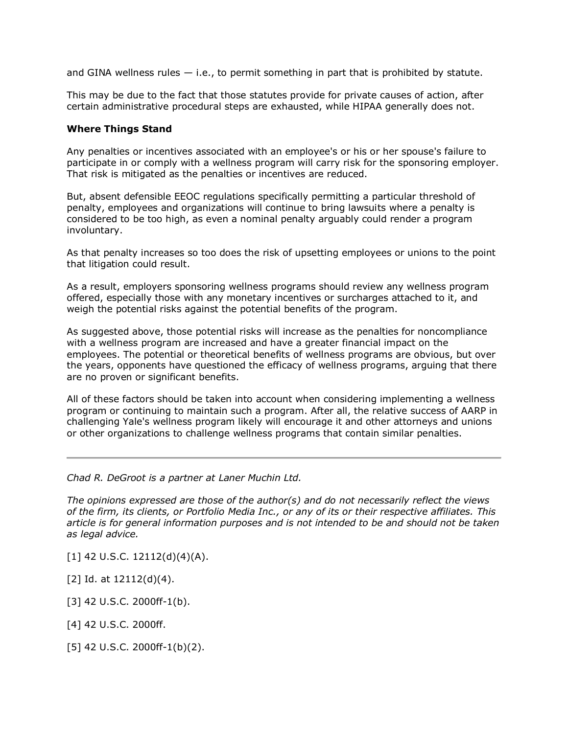and GINA wellness rules — i.e., to permit something in part that is prohibited by statute.

This may be due to the fact that those statutes provide for private causes of action, after certain administrative procedural steps are exhausted, while HIPAA generally does not.

**Where Things Stand**

Any penalties or incentives associated with an employee's or his or her spouse's failure to participate in or comply with a wellness program will carry risk for the sponsoring employer. That risk is mitigated as the penalties or incentives are reduced.

But, absent defensible EEOC regulations specifically permitting a particular threshold of penalty, employees and organizations will continue to bring lawsuits where a penalty is considered to be too high, as even a nominal penalty arguably could render a program involuntary.

As that penalty increases so too does the risk of upsetting employees or unions to the point that litigation could result.

As a result, employers sponsoring wellness programs should review any wellness program offered, especially those with any monetary incentives or surcharges attached to it, and weigh the potential risks against the potential benefits of the program.

As suggested above, those potential risks will increase as the penalties for noncompliance with a wellness program are increased and have a greater financial impact on the employees. The potential or theoretical benefits of wellness programs are obvious, but over the years, opponents have questioned the efficacy of wellness programs, arguing that there are no proven or significant benefits.

All of these factors should be taken into account when considering implementing a wellness program or continuing to maintain such a program. After all, the relative success of AARP in challenging Yale's wellness program likely will encourage it and other attorneys and unions or other organizations to challenge wellness programs that contain similar penalties.

---

*Chad R. DeGroot is a partner at Laner Muchin Ltd.*

*The opinions expressed are those of the author(s) and do not necessarily reflect the views of the firm, its clients, or Portfolio Media Inc., or any of its or their respective affiliates. This article is for general information purposes and is not intended to be and should not be taken as legal advice.*

[1] 42 U.S.C. 12112(d)(4)(A).

[2] Id. at 12112(d)(4).

[3] 42 U.S.C. 2000ff-1(b).

[4] 42 U.S.C. 2000ff.

[5] 42 U.S.C. 2000ff-1(b)(2).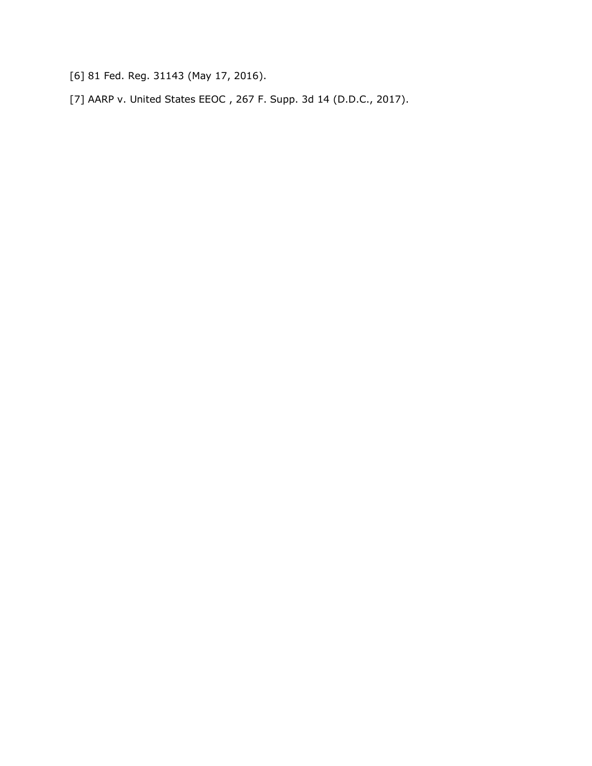[6] 81 Fed. Reg. 31143 (May 17, 2016).

[7] AARP v. United States EEOC , 267 F. Supp. 3d 14 (D.D.C., 2017).